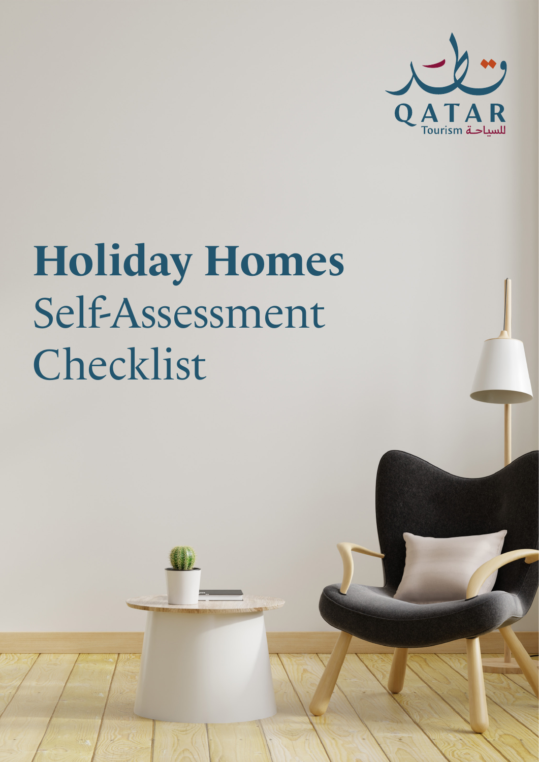QATAR Tourism للسياحة

# Holiday Homes Self-Assessment Checklist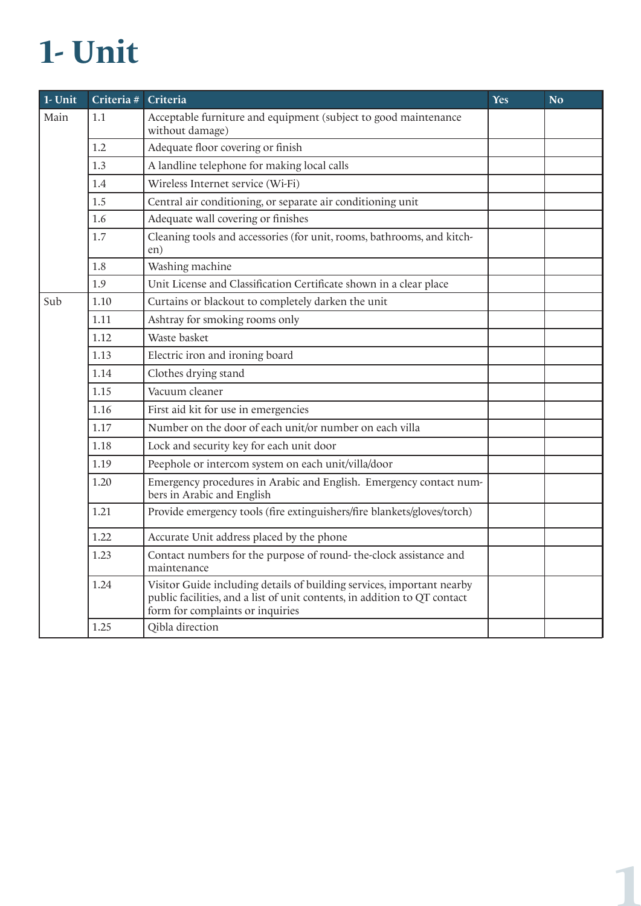# 1- Unit

| 1- Unit | Criteria # | Criteria | Yes | No |
|---|---|---|---|---|
| Main | 1.1 | Acceptable furniture and equipment (subject to good maintenance without damage) | | |
| | 1.2 | Adequate floor covering or finish | | |
| | 1.3 | A landline telephone for making local calls | | |
| | 1.4 | Wireless Internet service (Wi-Fi) | | |
| | 1.5 | Central air conditioning, or separate air conditioning unit | | |
| | 1.6 | Adequate wall covering or finishes | | |
| | 1.7 | Cleaning tools and accessories (for unit, rooms, bathrooms, and kitchen) | | |
| | 1.8 | Washing machine | | |
| | 1.9 | Unit License and Classification Certificate shown in a clear place | | |
| Sub | 1.10 | Curtains or blackout to completely darken the unit | | |
| | 1.11 | Ashtray for smoking rooms only | | |
| | 1.12 | Waste basket | | |
| | 1.13 | Electric iron and ironing board | | |
| | 1.14 | Clothes drying stand | | |
| | 1.15 | Vacuum cleaner | | |
| | 1.16 | First aid kit for use in emergencies | | |
| | 1.17 | Number on the door of each unit/or number on each villa | | |
| | 1.18 | Lock and security key for each unit door | | |
| | 1.19 | Peephole or intercom system on each unit/villa/door | | |
| | 1.20 | Emergency procedures in Arabic and English. Emergency contact numbers in Arabic and English | | |
| | 1.21 | Provide emergency tools (fire extinguishers/fire blankets/gloves/torch) | | |
| | 1.22 | Accurate Unit address placed by the phone | | |
| | 1.23 | Contact numbers for the purpose of round- the-clock assistance and maintenance | | |
| | 1.24 | Visitor Guide including details of building services, important nearby public facilities, and a list of unit contents, in addition to QT contact form for complaints or inquiries | | |
| | 1.25 | Qibla direction | | |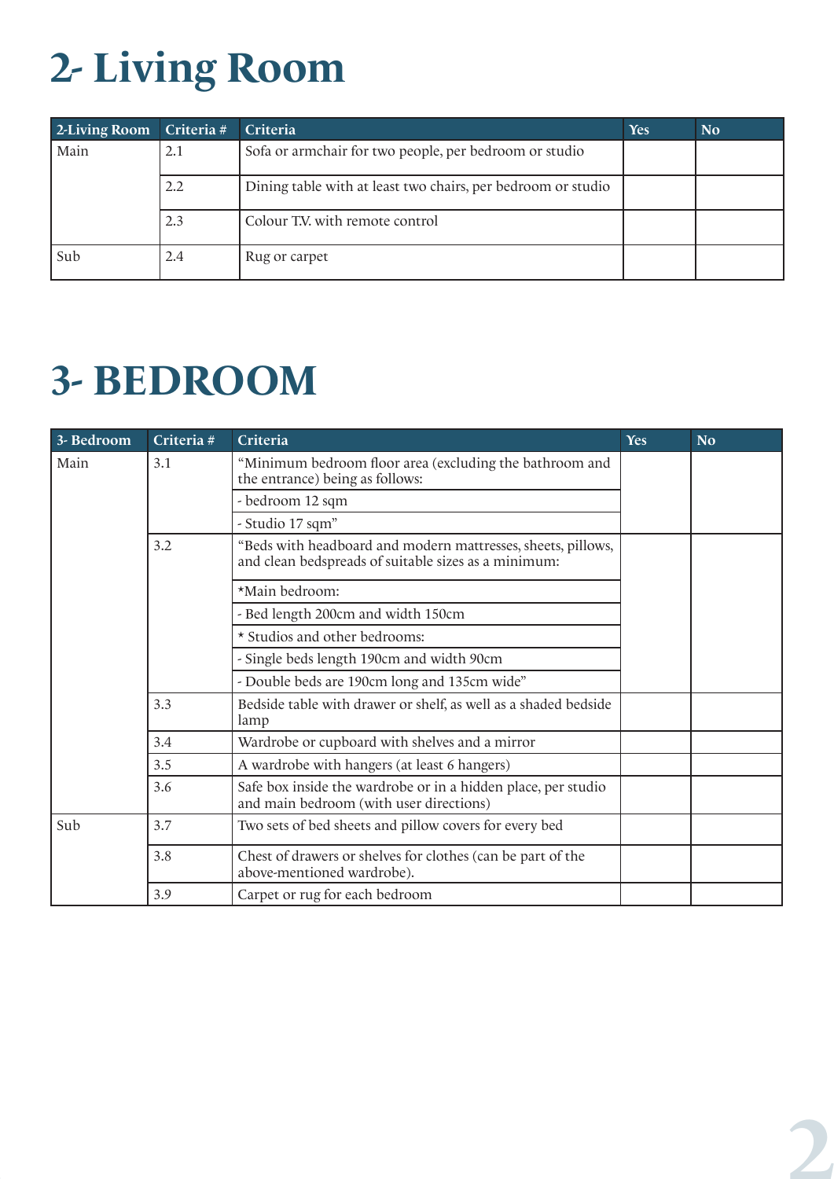# 2- Living Room

| 2-Living Room | Criteria # | Criteria | Yes | No |
|---|---|---|---|---|
| Main | 2.1 | Sofa or armchair for two people, per bedroom or studio | | |
| | 2.2 | Dining table with at least two chairs, per bedroom or studio | | |
| | 2.3 | Colour T.V. with remote control | | |
| Sub | 2.4 | Rug or carpet | | |

# 3- BEDROOM

| 3- Bedroom | Criteria # | Criteria | Yes | No |
|---|---|---|---|---|
| Main | 3.1 | "Minimum bedroom floor area (excluding the bathroom and the entrance) being as follows: | | |
| | | - bedroom 12 sqm | | |
| | | - Studio 17 sqm" | | |
| | 3.2 | "Beds with headboard and modern mattresses, sheets, pillows, and clean bedspreads of suitable sizes as a minimum: | | |
| | | *Main bedroom: | | |
| | | - Bed length 200cm and width 150cm | | |
| | | * Studios and other bedrooms: | | |
| | | - Single beds length 190cm and width 90cm | | |
| | | - Double beds are 190cm long and 135cm wide" | | |
| | 3.3 | Bedside table with drawer or shelf, as well as a shaded bedside lamp | | |
| | 3.4 | Wardrobe or cupboard with shelves and a mirror | | |
| | 3.5 | A wardrobe with hangers (at least 6 hangers) | | |
| | 3.6 | Safe box inside the wardrobe or in a hidden place, per studio and main bedroom (with user directions) | | |
| Sub | 3.7 | Two sets of bed sheets and pillow covers for every bed | | |
| | 3.8 | Chest of drawers or shelves for clothes (can be part of the above-mentioned wardrobe). | | |
| | 3.9 | Carpet or rug for each bedroom | | |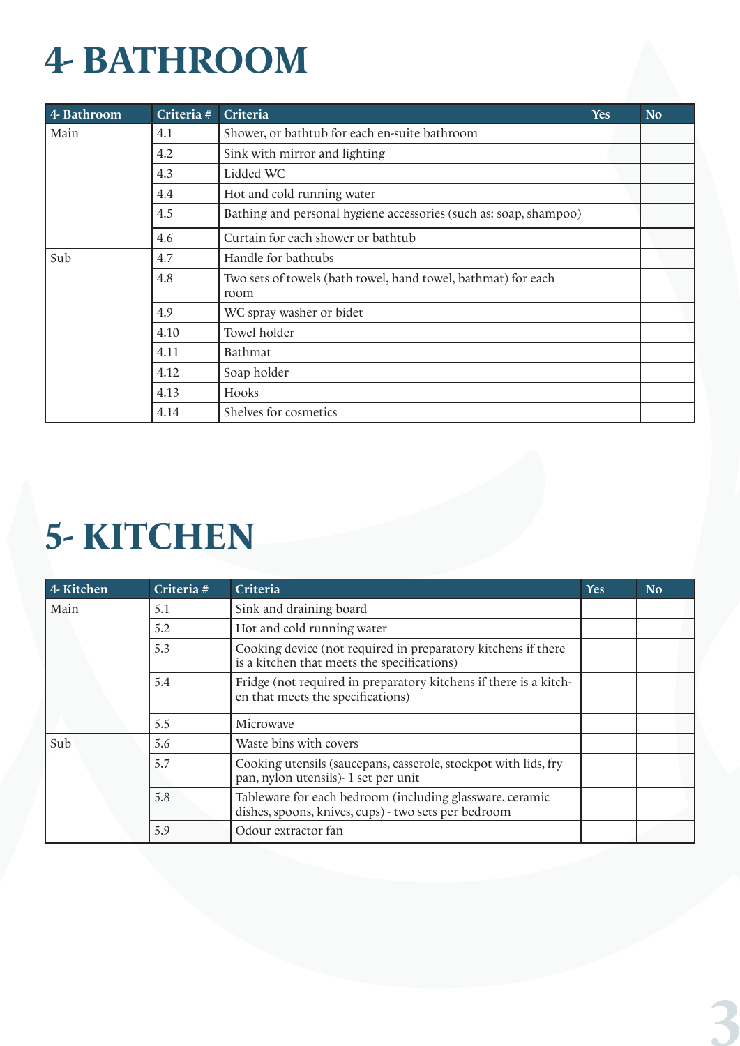# 4- BATHROOM

| 4- Bathroom | Criteria # | Criteria | Yes | No |
|---|---|---|---|---|
| Main | 4.1 | Shower, or bathtub for each en-suite bathroom | | |
| | 4.2 | Sink with mirror and lighting | | |
| | 4.3 | Lidded WC | | |
| | 4.4 | Hot and cold running water | | |
| | 4.5 | Bathing and personal hygiene accessories (such as: soap, shampoo) | | |
| | 4.6 | Curtain for each shower or bathtub | | |
| Sub | 4.7 | Handle for bathtubs | | |
| | 4.8 | Two sets of towels (bath towel, hand towel, bathmat) for each room | | |
| | 4.9 | WC spray washer or bidet | | |
| | 4.10 | Towel holder | | |
| | 4.11 | Bathmat | | |
| | 4.12 | Soap holder | | |
| | 4.13 | Hooks | | |
| | 4.14 | Shelves for cosmetics | | |

# 5- KITCHEN

| 4- Kitchen | Criteria # | Criteria | Yes | No |
|---|---|---|---|---|
| Main | 5.1 | Sink and draining board | | |
| | 5.2 | Hot and cold running water | | |
| | 5.3 | Cooking device (not required in preparatory kitchens if there is a kitchen that meets the specifications) | | |
| | 5.4 | Fridge (not required in preparatory kitchens if there is a kitchen that meets the specifications) | | |
| | 5.5 | Microwave | | |
| Sub | 5.6 | Waste bins with covers | | |
| | 5.7 | Cooking utensils (saucepans, casserole, stockpot with lids, fry pan, nylon utensils)- 1 set per unit | | |
| | 5.8 | Tableware for each bedroom (including glassware, ceramic dishes, spoons, knives, cups) - two sets per bedroom | | |
| | 5.9 | Odour extractor fan | | |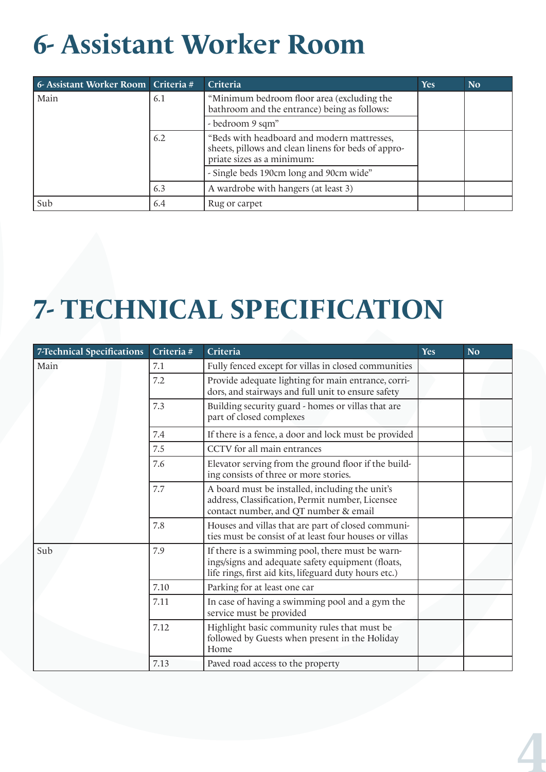# 6- Assistant Worker Room

| 6- Assistant Worker Room | Criteria # | Criteria | Yes | No |
|---|---|---|---|---|
| Main | 6.1 | "Minimum bedroom floor area (excluding the bathroom and the entrance) being as follows: | | |
| | | - bedroom 9 sqm" | | |
| | 6.2 | "Beds with headboard and modern mattresses, sheets, pillows and clean linens for beds of appropriate sizes as a minimum: | | |
| | | - Single beds 190cm long and 90cm wide" | | |
| | 6.3 | A wardrobe with hangers (at least 3) | | |
| Sub | 6.4 | Rug or carpet | | |

# 7- TECHNICAL SPECIFICATION

| 7-Technical Specifications | Criteria # | Criteria | Yes | No |
|---|---|---|---|---|
| Main | 7.1 | Fully fenced except for villas in closed communities | | |
| | 7.2 | Provide adequate lighting for main entrance, corridors, and stairways and full unit to ensure safety | | |
| | 7.3 | Building security guard - homes or villas that are part of closed complexes | | |
| | 7.4 | If there is a fence, a door and lock must be provided | | |
| | 7.5 | CCTV for all main entrances | | |
| | 7.6 | Elevator serving from the ground floor if the building consists of three or more stories. | | |
| | 7.7 | A board must be installed, including the unit's address, Classification, Permit number, Licensee contact number, and QT number & email | | |
| | 7.8 | Houses and villas that are part of closed communities must be consist of at least four houses or villas | | |
| Sub | 7.9 | If there is a swimming pool, there must be warnings/signs and adequate safety equipment (floats, life rings, first aid kits, lifeguard duty hours etc.) | | |
| | 7.10 | Parking for at least one car | | |
| | 7.11 | In case of having a swimming pool and a gym the service must be provided | | |
| | 7.12 | Highlight basic community rules that must be followed by Guests when present in the Holiday Home | | |
| | 7.13 | Paved road access to the property | | |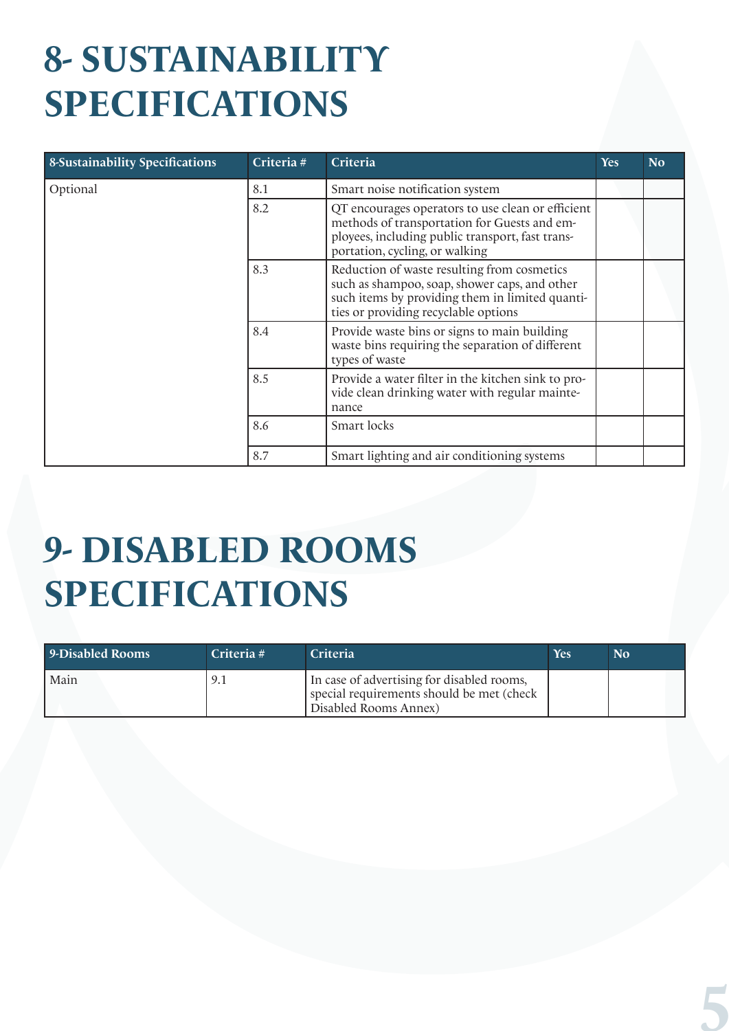# 8- SUSTAINABILITY SPECIFICATIONS

| 8-Sustainability Specifications | Criteria # | Criteria | Yes | No |
|---|---|---|---|---|
| Optional | 8.1 | Smart noise notification system | | |
| | 8.2 | QT encourages operators to use clean or efficient methods of transportation for Guests and employees, including public transport, fast transportation, cycling, or walking | | |
| | 8.3 | Reduction of waste resulting from cosmetics such as shampoo, soap, shower caps, and other such items by providing them in limited quantities or providing recyclable options | | |
| | 8.4 | Provide waste bins or signs to main building waste bins requiring the separation of different types of waste | | |
| | 8.5 | Provide a water filter in the kitchen sink to provide clean drinking water with regular maintenance | | |
| | 8.6 | Smart locks | | |
| | 8.7 | Smart lighting and air conditioning systems | | |

# 9- DISABLED ROOMS SPECIFICATIONS

| 9-Disabled Rooms | Criteria # | Criteria | Yes | No |
|---|---|---|---|---|
| Main | 9.1 | In case of advertising for disabled rooms, special requirements should be met (check Disabled Rooms Annex) | | |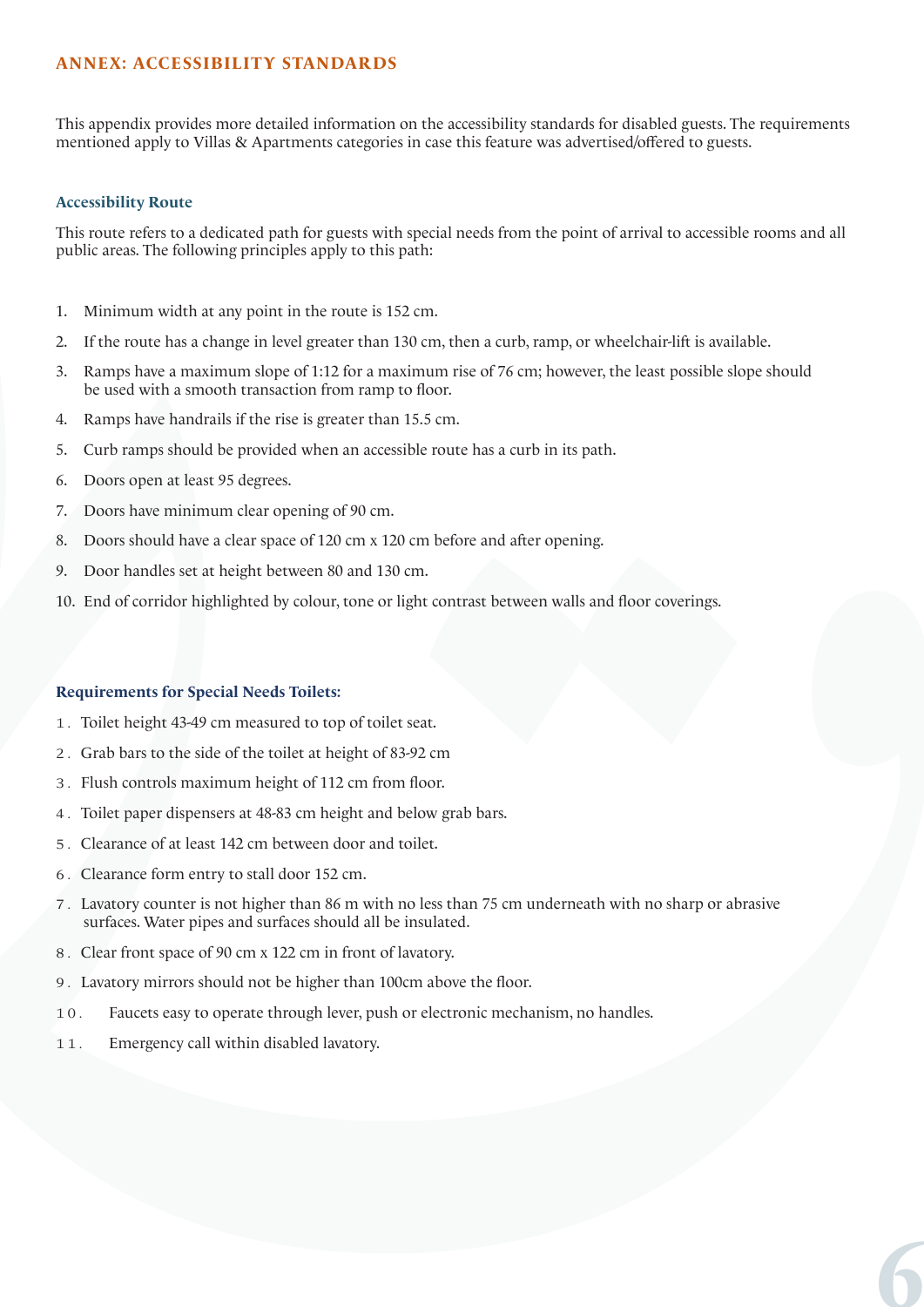## ANNEX: ACCESSIBILITY STANDARDS

This appendix provides more detailed information on the accessibility standards for disabled guests. The requirements mentioned apply to Villas & Apartments categories in case this feature was advertised/offered to guests.

### Accessibility Route

This route refers to a dedicated path for guests with special needs from the point of arrival to accessible rooms and all public areas. The following principles apply to this path:

1. Minimum width at any point in the route is 152 cm.
2. If the route has a change in level greater than 130 cm, then a curb, ramp, or wheelchair-lift is available.
3. Ramps have a maximum slope of 1:12 for a maximum rise of 76 cm; however, the least possible slope should be used with a smooth transaction from ramp to floor.
4. Ramps have handrails if the rise is greater than 15.5 cm.
5. Curb ramps should be provided when an accessible route has a curb in its path.
6. Doors open at least 95 degrees.
7. Doors have minimum clear opening of 90 cm.
8. Doors should have a clear space of 120 cm x 120 cm before and after opening.
9. Door handles set at height between 80 and 130 cm.
10. End of corridor highlighted by colour, tone or light contrast between walls and floor coverings.

### Requirements for Special Needs Toilets:

1. Toilet height 43-49 cm measured to top of toilet seat.
2. Grab bars to the side of the toilet at height of 83-92 cm
3. Flush controls maximum height of 112 cm from floor.
4. Toilet paper dispensers at 48-83 cm height and below grab bars.
5. Clearance of at least 142 cm between door and toilet.
6. Clearance form entry to stall door 152 cm.
7. Lavatory counter is not higher than 86 m with no less than 75 cm underneath with no sharp or abrasive surfaces. Water pipes and surfaces should all be insulated.
8. Clear front space of 90 cm x 122 cm in front of lavatory.
9. Lavatory mirrors should not be higher than 100cm above the floor.
10. Faucets easy to operate through lever, push or electronic mechanism, no handles.
11. Emergency call within disabled lavatory.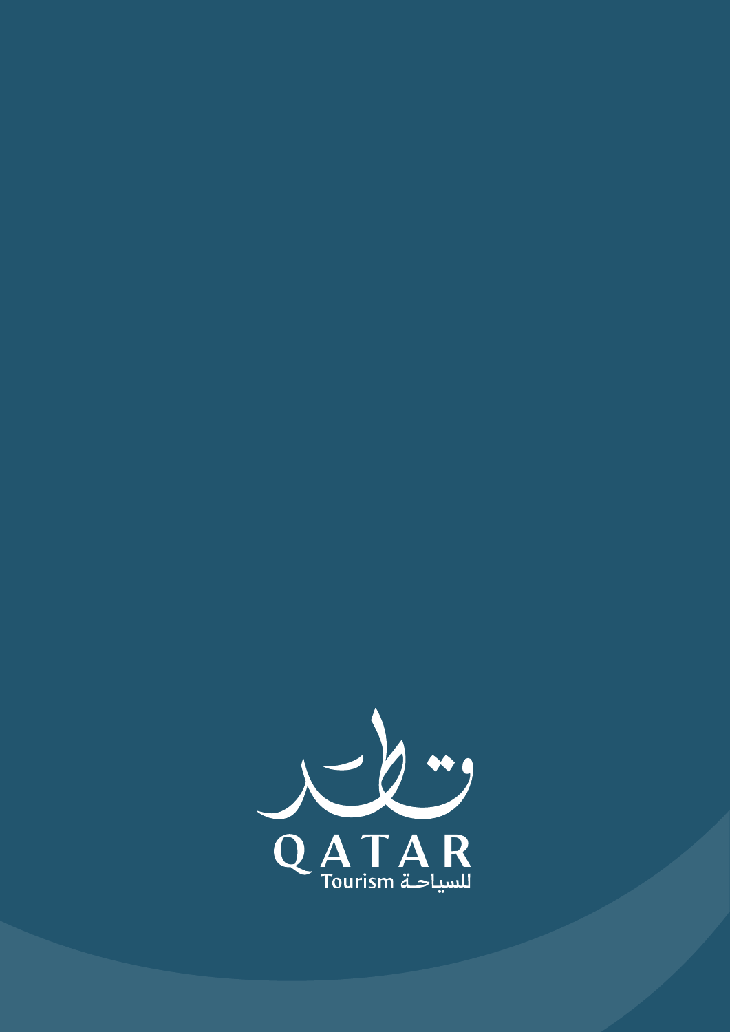قطر

QATAR

Tourism للسياحة